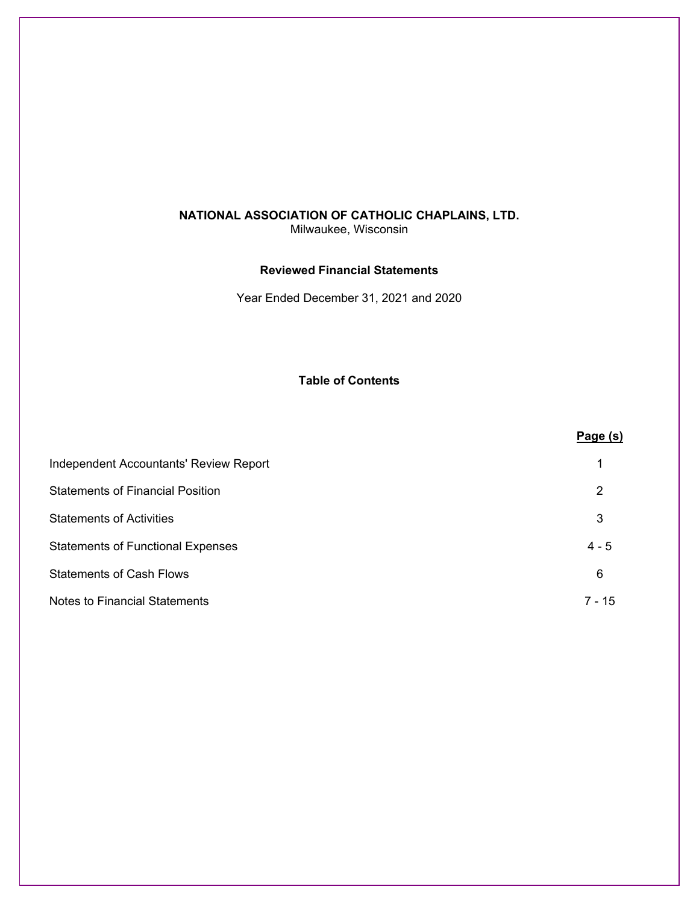# NATIONAL ASSOCIATION OF CATHOLIC CHAPLAINS, LTD.

Milwaukee, Wisconsin

## Reviewed Financial Statements

Year Ended December 31, 2021 and 2020

### Table of Contents

| | Page (s) |
|---|---|
| Independent Accountants' Review Report | 1 |
| Statements of Financial Position | 2 |
| Statements of Activities | 3 |
| Statements of Functional Expenses | 4 - 5 |
| Statements of Cash Flows | 6 |
| Notes to Financial Statements | 7 - 15 |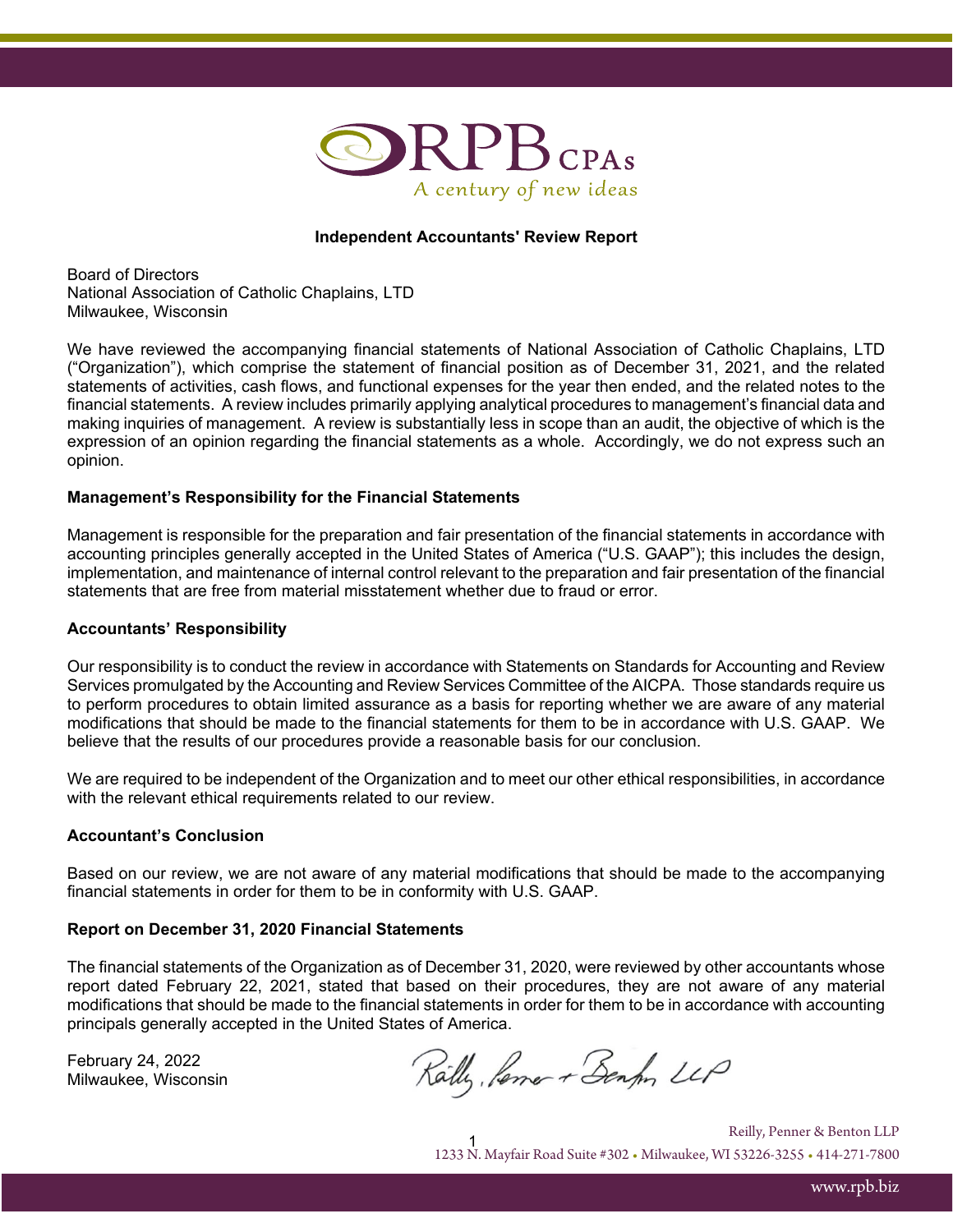## Independent Accountants' Review Report

Board of Directors
National Association of Catholic Chaplains, LTD
Milwaukee, Wisconsin

We have reviewed the accompanying financial statements of National Association of Catholic Chaplains, LTD ("Organization"), which comprise the statement of financial position as of December 31, 2021, and the related statements of activities, cash flows, and functional expenses for the year then ended, and the related notes to the financial statements. A review includes primarily applying analytical procedures to management's financial data and making inquiries of management. A review is substantially less in scope than an audit, the objective of which is the expression of an opinion regarding the financial statements as a whole. Accordingly, we do not express such an opinion.

### Management's Responsibility for the Financial Statements

Management is responsible for the preparation and fair presentation of the financial statements in accordance with accounting principles generally accepted in the United States of America ("U.S. GAAP"); this includes the design, implementation, and maintenance of internal control relevant to the preparation and fair presentation of the financial statements that are free from material misstatement whether due to fraud or error.

### Accountants' Responsibility

Our responsibility is to conduct the review in accordance with Statements on Standards for Accounting and Review Services promulgated by the Accounting and Review Services Committee of the AICPA. Those standards require us to perform procedures to obtain limited assurance as a basis for reporting whether we are aware of any material modifications that should be made to the financial statements for them to be in accordance with U.S. GAAP. We believe that the results of our procedures provide a reasonable basis for our conclusion.

We are required to be independent of the Organization and to meet our other ethical responsibilities, in accordance with the relevant ethical requirements related to our review.

### Accountant's Conclusion

Based on our review, we are not aware of any material modifications that should be made to the accompanying financial statements in order for them to be in conformity with U.S. GAAP.

### Report on December 31, 2020 Financial Statements

The financial statements of the Organization as of December 31, 2020, were reviewed by other accountants whose report dated February 22, 2021, stated that based on their procedures, they are not aware of any material modifications that should be made to the financial statements in order for them to be in accordance with accounting principals generally accepted in the United States of America.

February 24, 2022
Milwaukee, Wisconsin

Reilly, Penner & Benton LLP

Reilly, Penner & Benton LLP
1233 N. Mayfair Road Suite #302 • Milwaukee, WI 53226-3255 • 414-271-7800
www.rpb.biz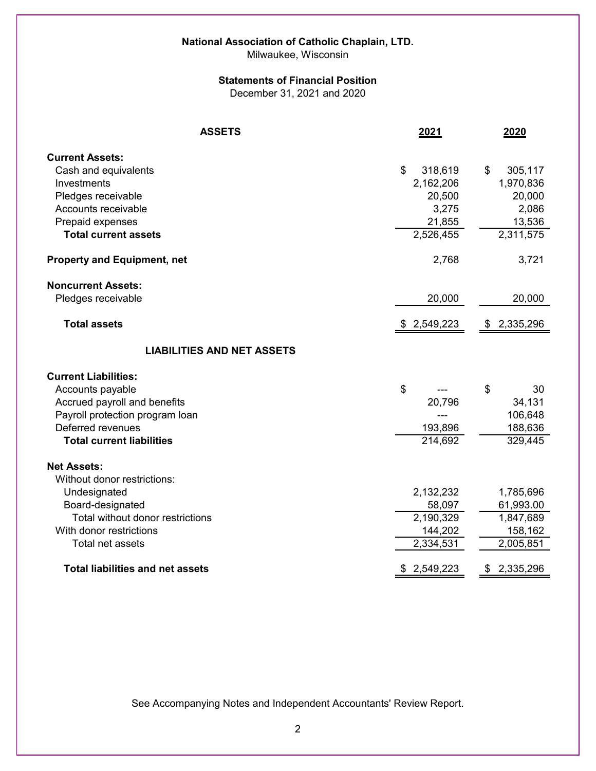**National Association of Catholic Chaplain, LTD.**
Milwaukee, Wisconsin

**Statements of Financial Position**
December 31, 2021 and 2020

| ASSETS | 2021 | 2020 |
|---|---|---|
| **Current Assets:** | | |
| Cash and equivalents | $ 318,619 | $ 305,117 |
| Investments | 2,162,206 | 1,970,836 |
| Pledges receivable | 20,500 | 20,000 |
| Accounts receivable | 3,275 | 2,086 |
| Prepaid expenses | 21,855 | 13,536 |
| **Total current assets** | 2,526,455 | 2,311,575 |
| **Property and Equipment, net** | 2,768 | 3,721 |
| **Noncurrent Assets:** | | |
| Pledges receivable | 20,000 | 20,000 |
| **Total assets** | $ 2,549,223 | $ 2,335,296 |
| **LIABILITIES AND NET ASSETS** | | |
| **Current Liabilities:** | | |
| Accounts payable | $ --- | $ 30 |
| Accrued payroll and benefits | 20,796 | 34,131 |
| Payroll protection program loan | --- | 106,648 |
| Deferred revenues | 193,896 | 188,636 |
| **Total current liabilities** | 214,692 | 329,445 |
| **Net Assets:** | | |
| Without donor restrictions: | | |
| Undesignated | 2,132,232 | 1,785,696 |
| Board-designated | 58,097 | 61,993.00 |
| Total without donor restrictions | 2,190,329 | 1,847,689 |
| With donor restrictions | 144,202 | 158,162 |
| Total net assets | 2,334,531 | 2,005,851 |
| **Total liabilities and net assets** | $ 2,549,223 | $ 2,335,296 |

See Accompanying Notes and Independent Accountants' Review Report.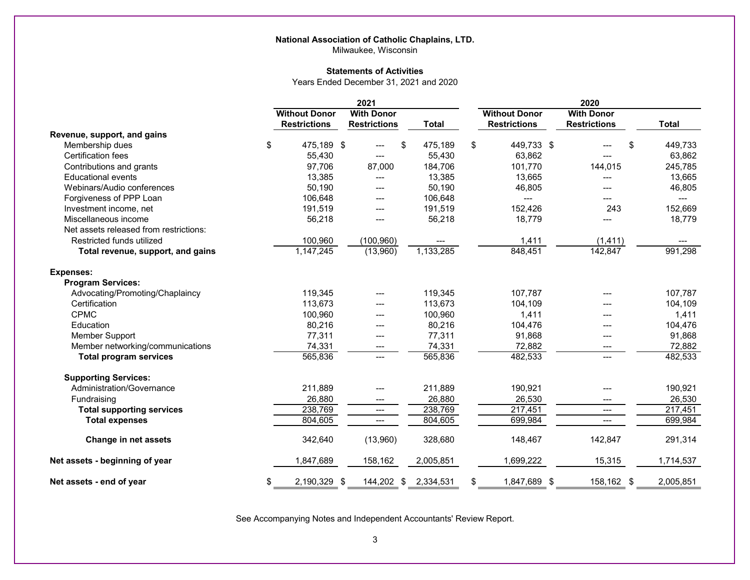**National Association of Catholic Chaplains, LTD.**
Milwaukee, Wisconsin

**Statements of Activities**
Years Ended December 31, 2021 and 2020

| | 2021 | | | 2020 | | |
|---|---|---|---|---|---|---|
| | **Without Donor Restrictions** | **With Donor Restrictions** | **Total** | **Without Donor Restrictions** | **With Donor Restrictions** | **Total** |
| **Revenue, support, and gains** | | | | | | |
| Membership dues | $ 475,189 | $ --- | $ 475,189 | $ 449,733 | $ --- | $ 449,733 |
| Certification fees | 55,430 | --- | 55,430 | 63,862 | --- | 63,862 |
| Contributions and grants | 97,706 | 87,000 | 184,706 | 101,770 | 144,015 | 245,785 |
| Educational events | 13,385 | --- | 13,385 | 13,665 | --- | 13,665 |
| Webinars/Audio conferences | 50,190 | --- | 50,190 | 46,805 | --- | 46,805 |
| Forgiveness of PPP Loan | 106,648 | --- | 106,648 | --- | --- | --- |
| Investment income, net | 191,519 | --- | 191,519 | 152,426 | 243 | 152,669 |
| Miscellaneous income | 56,218 | --- | 56,218 | 18,779 | --- | 18,779 |
| Net assets released from restrictions: | | | | | | |
| Restricted funds utilized | 100,960 | (100,960) | --- | 1,411 | (1,411) | --- |
| **Total revenue, support, and gains** | 1,147,245 | (13,960) | 1,133,285 | 848,451 | 142,847 | 991,298 |
| **Expenses:** | | | | | | |
| **Program Services:** | | | | | | |
| Advocating/Promoting/Chaplaincy | 119,345 | --- | 119,345 | 107,787 | --- | 107,787 |
| Certification | 113,673 | --- | 113,673 | 104,109 | --- | 104,109 |
| CPMC | 100,960 | --- | 100,960 | 1,411 | --- | 1,411 |
| Education | 80,216 | --- | 80,216 | 104,476 | --- | 104,476 |
| Member Support | 77,311 | --- | 77,311 | 91,868 | --- | 91,868 |
| Member networking/communications | 74,331 | --- | 74,331 | 72,882 | --- | 72,882 |
| **Total program services** | 565,836 | --- | 565,836 | 482,533 | --- | 482,533 |
| **Supporting Services:** | | | | | | |
| Administration/Governance | 211,889 | --- | 211,889 | 190,921 | --- | 190,921 |
| Fundraising | 26,880 | --- | 26,880 | 26,530 | --- | 26,530 |
| **Total supporting services** | 238,769 | --- | 238,769 | 217,451 | --- | 217,451 |
| **Total expenses** | 804,605 | --- | 804,605 | 699,984 | --- | 699,984 |
| **Change in net assets** | 342,640 | (13,960) | 328,680 | 148,467 | 142,847 | 291,314 |
| **Net assets - beginning of year** | 1,847,689 | 158,162 | 2,005,851 | 1,699,222 | 15,315 | 1,714,537 |
| **Net assets - end of year** | $ 2,190,329 | $ 144,202 | $ 2,334,531 | $ 1,847,689 | $ 158,162 | $ 2,005,851 |

See Accompanying Notes and Independent Accountants' Review Report.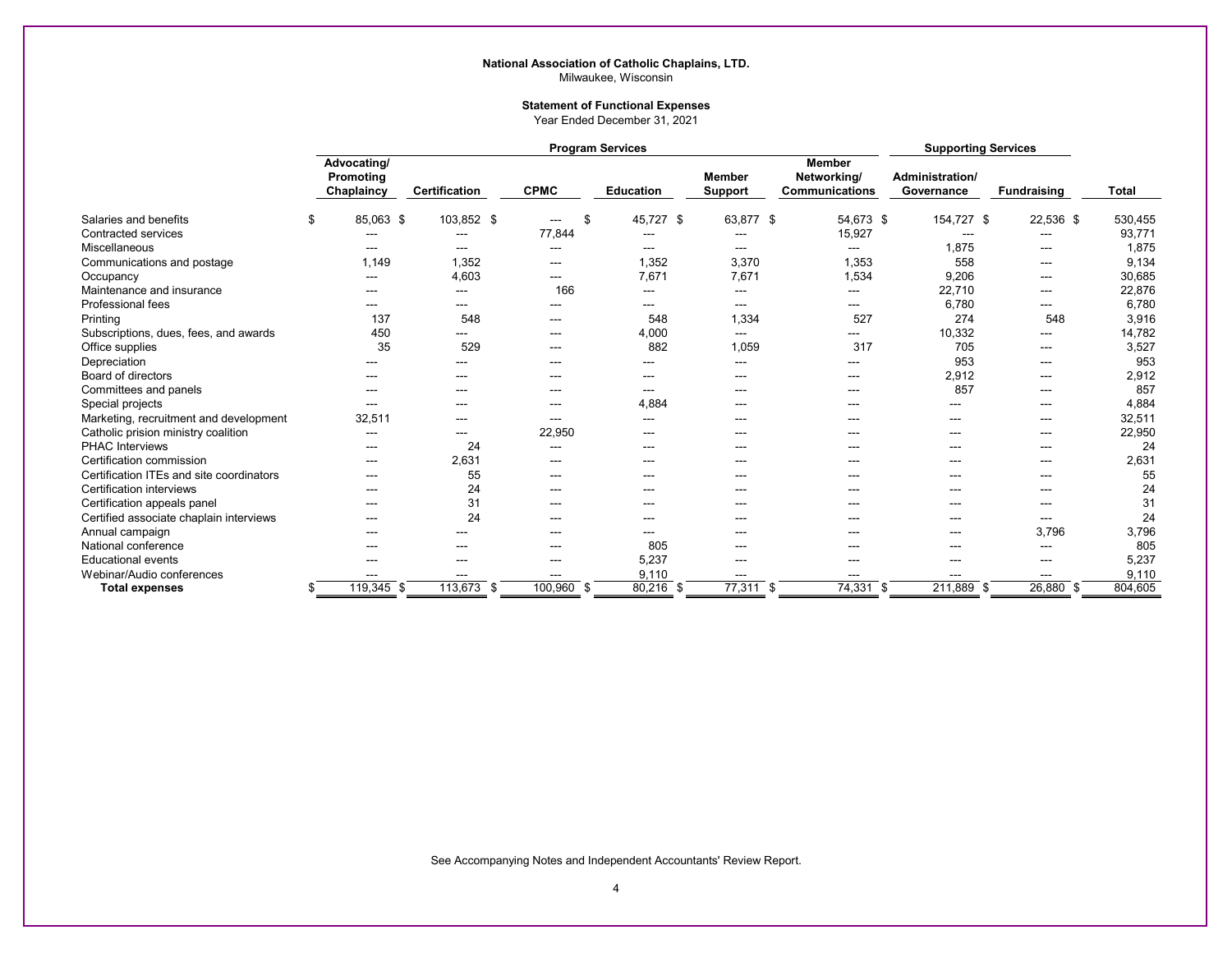**National Association of Catholic Chaplains, LTD.**
Milwaukee, Wisconsin

**Statement of Functional Expenses**
Year Ended December 31, 2021

| | Program Services | | | | | | Supporting Services | | |
|---|---|---|---|---|---|---|---|---|---|
| | Advocating/ Promoting Chaplaincy | Certification | CPMC | Education | Member Support | Member Networking/ Communications | Administration/ Governance | Fundraising | Total |
| Salaries and benefits | $ 85,063 | $ 103,852 | $ --- | $ 45,727 | $ 63,877 | $ 54,673 | $ 154,727 | $ 22,536 | $ 530,455 |
| Contracted services | --- | --- | 77,844 | --- | --- | 15,927 | --- | --- | 93,771 |
| Miscellaneous | --- | --- | --- | --- | --- | --- | 1,875 | --- | 1,875 |
| Communications and postage | 1,149 | 1,352 | --- | 1,352 | 3,370 | 1,353 | 558 | --- | 9,134 |
| Occupancy | --- | 4,603 | --- | 7,671 | 7,671 | 1,534 | 9,206 | --- | 30,685 |
| Maintenance and insurance | --- | --- | 166 | --- | --- | --- | 22,710 | --- | 22,876 |
| Professional fees | --- | --- | --- | --- | --- | --- | 6,780 | --- | 6,780 |
| Printing | 137 | 548 | --- | 548 | 1,334 | 527 | 274 | 548 | 3,916 |
| Subscriptions, dues, fees, and awards | 450 | --- | --- | 4,000 | --- | --- | 10,332 | --- | 14,782 |
| Office supplies | 35 | 529 | --- | 882 | 1,059 | 317 | 705 | --- | 3,527 |
| Depreciation | --- | --- | --- | --- | --- | --- | 953 | --- | 953 |
| Board of directors | --- | --- | --- | --- | --- | --- | 2,912 | --- | 2,912 |
| Committees and panels | --- | --- | --- | --- | --- | --- | 857 | --- | 857 |
| Special projects | --- | --- | --- | 4,884 | --- | --- | --- | --- | 4,884 |
| Marketing, recruitment and development | 32,511 | --- | --- | --- | --- | --- | --- | --- | 32,511 |
| Catholic prision ministry coalition | --- | --- | 22,950 | --- | --- | --- | --- | --- | 22,950 |
| PHAC Interviews | --- | 24 | --- | --- | --- | --- | --- | --- | 24 |
| Certification commission | --- | 2,631 | --- | --- | --- | --- | --- | --- | 2,631 |
| Certification ITEs and site coordinators | --- | 55 | --- | --- | --- | --- | --- | --- | 55 |
| Certification interviews | --- | 24 | --- | --- | --- | --- | --- | --- | 24 |
| Certification appeals panel | --- | 31 | --- | --- | --- | --- | --- | --- | 31 |
| Certified associate chaplain interviews | --- | 24 | --- | --- | --- | --- | --- | --- | 24 |
| Annual campaign | --- | --- | --- | --- | --- | --- | --- | 3,796 | 3,796 |
| National conference | --- | --- | --- | 805 | --- | --- | --- | --- | 805 |
| Educational events | --- | --- | --- | 5,237 | --- | --- | --- | --- | 5,237 |
| Webinar/Audio conferences | --- | --- | --- | 9,110 | --- | --- | --- | --- | 9,110 |
| **Total expenses** | $ 119,345 | $ 113,673 | $ 100,960 | $ 80,216 | $ 77,311 | $ 74,331 | $ 211,889 | $ 26,880 | $ 804,605 |

See Accompanying Notes and Independent Accountants' Review Report.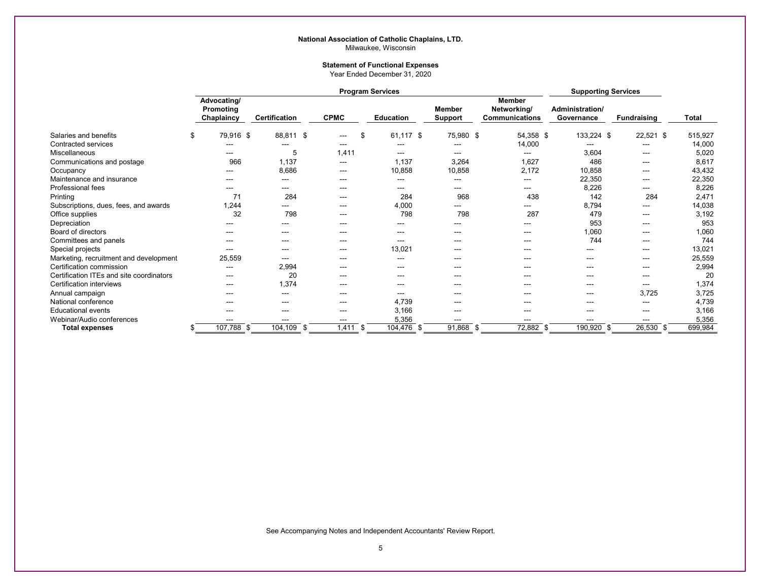**National Association of Catholic Chaplains, LTD.**
Milwaukee, Wisconsin

**Statement of Functional Expenses**
Year Ended December 31, 2020

| | Program Services | | | | | | Supporting Services | | |
|---|---|---|---|---|---|---|---|---|---|
| | Advocating/ Promoting Chaplaincy | Certification | CPMC | Education | Member Support | Member Networking/ Communications | Administration/ Governance | Fundraising | Total |
| Salaries and benefits | $ 79,916 | $ 88,811 | $ --- | $ 61,117 | $ 75,980 | $ 54,358 | $ 133,224 | $ 22,521 | $ 515,927 |
| Contracted services | --- | --- | --- | --- | --- | 14,000 | --- | --- | 14,000 |
| Miscellaneous | --- | 5 | 1,411 | --- | --- | --- | 3,604 | --- | 5,020 |
| Communications and postage | 966 | 1,137 | --- | 1,137 | 3,264 | 1,627 | 486 | --- | 8,617 |
| Occupancy | --- | 8,686 | --- | 10,858 | 10,858 | 2,172 | 10,858 | --- | 43,432 |
| Maintenance and insurance | --- | --- | --- | --- | --- | --- | 22,350 | --- | 22,350 |
| Professional fees | --- | --- | --- | --- | --- | --- | 8,226 | --- | 8,226 |
| Printing | 71 | 284 | --- | 284 | 968 | 438 | 142 | 284 | 2,471 |
| Subscriptions, dues, fees, and awards | 1,244 | --- | --- | 4,000 | --- | --- | 8,794 | --- | 14,038 |
| Office supplies | 32 | 798 | --- | 798 | 798 | 287 | 479 | --- | 3,192 |
| Depreciation | --- | --- | --- | --- | --- | --- | 953 | --- | 953 |
| Board of directors | --- | --- | --- | --- | --- | --- | 1,060 | --- | 1,060 |
| Committees and panels | --- | --- | --- | --- | --- | --- | 744 | --- | 744 |
| Special projects | --- | --- | --- | 13,021 | --- | --- | --- | --- | 13,021 |
| Marketing, recruitment and development | 25,559 | --- | --- | --- | --- | --- | --- | --- | 25,559 |
| Certification commission | --- | 2,994 | --- | --- | --- | --- | --- | --- | 2,994 |
| Certification ITEs and site coordinators | --- | 20 | --- | --- | --- | --- | --- | --- | 20 |
| Certification interviews | --- | 1,374 | --- | --- | --- | --- | --- | --- | 1,374 |
| Annual campaign | --- | --- | --- | --- | --- | --- | --- | 3,725 | 3,725 |
| National conference | --- | --- | --- | 4,739 | --- | --- | --- | --- | 4,739 |
| Educational events | --- | --- | --- | 3,166 | --- | --- | --- | --- | 3,166 |
| Webinar/Audio conferences | --- | --- | --- | 5,356 | --- | --- | --- | --- | 5,356 |
| **Total expenses** | $ 107,788 | $ 104,109 | $ 1,411 | $ 104,476 | $ 91,868 | $ 72,882 | $ 190,920 | $ 26,530 | $ 699,984 |

See Accompanying Notes and Independent Accountants' Review Report.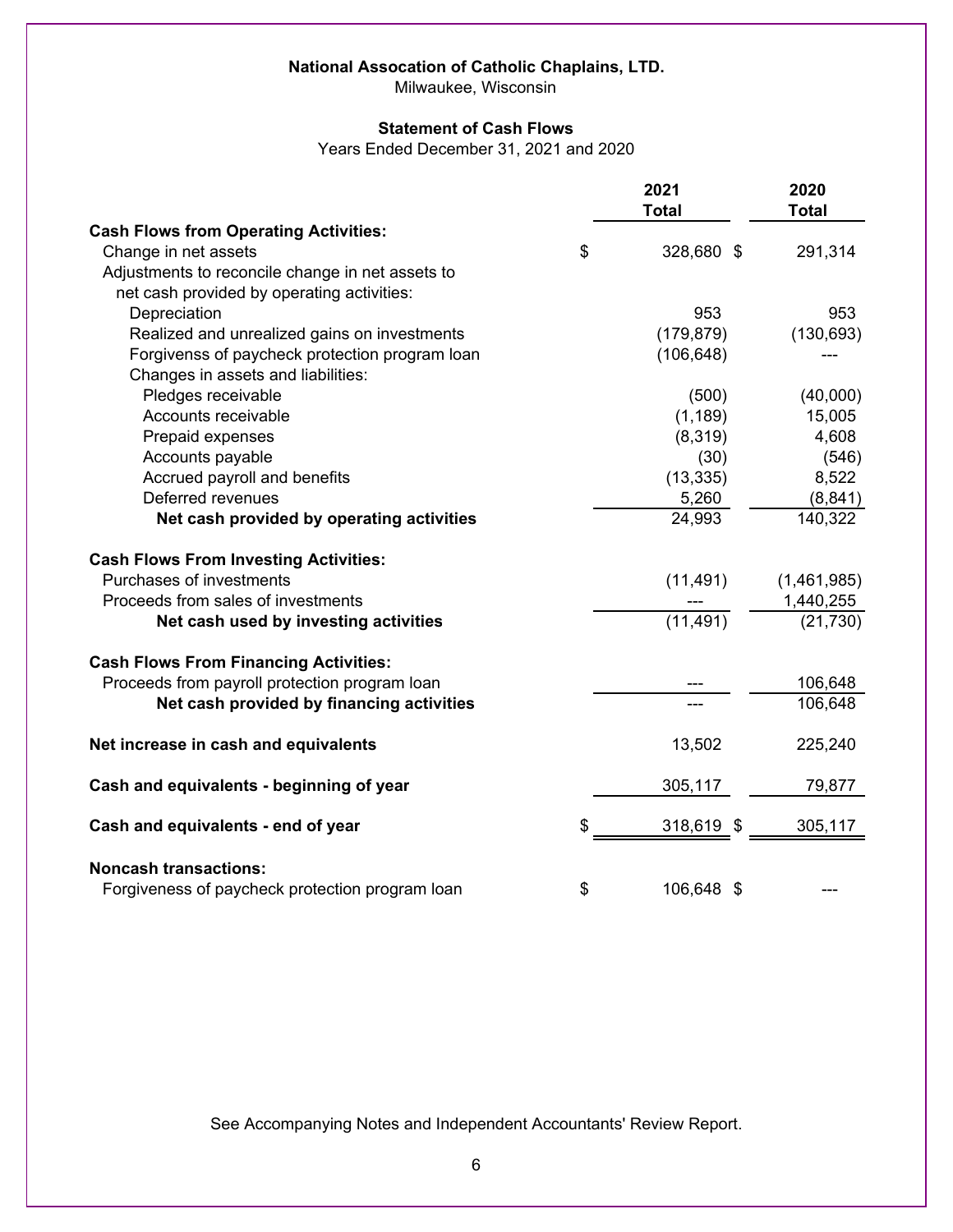**National Assocation of Catholic Chaplains, LTD.**
Milwaukee, Wisconsin

**Statement of Cash Flows**
Years Ended December 31, 2021 and 2020

| | 2021 Total | 2020 Total |
|---|---|---|
| **Cash Flows from Operating Activities:** | | |
| Change in net assets | $ 328,680 | $ 291,314 |
| Adjustments to reconcile change in net assets to net cash provided by operating activities: | | |
| Depreciation | 953 | 953 |
| Realized and unrealized gains on investments | (179,879) | (130,693) |
| Forgivenss of paycheck protection program loan | (106,648) | --- |
| Changes in assets and liabilities: | | |
| Pledges receivable | (500) | (40,000) |
| Accounts receivable | (1,189) | 15,005 |
| Prepaid expenses | (8,319) | 4,608 |
| Accounts payable | (30) | (546) |
| Accrued payroll and benefits | (13,335) | 8,522 |
| Deferred revenues | 5,260 | (8,841) |
| **Net cash provided by operating activities** | 24,993 | 140,322 |
| **Cash Flows From Investing Activities:** | | |
| Purchases of investments | (11,491) | (1,461,985) |
| Proceeds from sales of investments | --- | 1,440,255 |
| **Net cash used by investing activities** | (11,491) | (21,730) |
| **Cash Flows From Financing Activities:** | | |
| Proceeds from payroll protection program loan | --- | 106,648 |
| **Net cash provided by financing activities** | --- | 106,648 |
| **Net increase in cash and equivalents** | 13,502 | 225,240 |
| **Cash and equivalents - beginning of year** | 305,117 | 79,877 |
| **Cash and equivalents - end of year** | $ 318,619 | $ 305,117 |
| **Noncash transactions:** | | |
| Forgiveness of paycheck protection program loan | $ 106,648 | $ --- |

See Accompanying Notes and Independent Accountants' Review Report.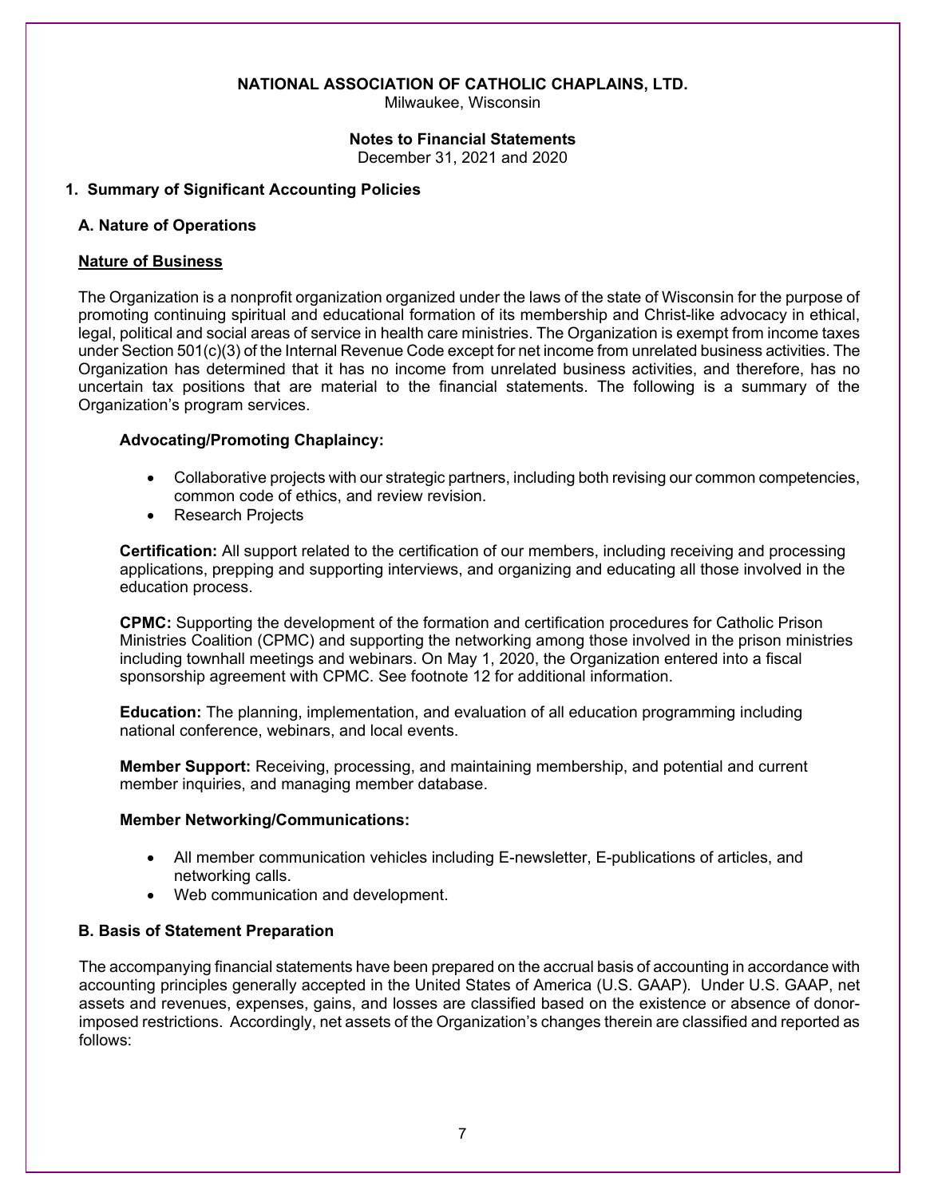**NATIONAL ASSOCIATION OF CATHOLIC CHAPLAINS, LTD.**
Milwaukee, Wisconsin

**Notes to Financial Statements**
December 31, 2021 and 2020

## 1. Summary of Significant Accounting Policies

### A. Nature of Operations

**Nature of Business**

The Organization is a nonprofit organization organized under the laws of the state of Wisconsin for the purpose of promoting continuing spiritual and educational formation of its membership and Christ-like advocacy in ethical, legal, political and social areas of service in health care ministries. The Organization is exempt from income taxes under Section 501(c)(3) of the Internal Revenue Code except for net income from unrelated business activities. The Organization has determined that it has no income from unrelated business activities, and therefore, has no uncertain tax positions that are material to the financial statements. The following is a summary of the Organization's program services.

**Advocating/Promoting Chaplaincy:**

- Collaborative projects with our strategic partners, including both revising our common competencies, common code of ethics, and review revision.
- Research Projects

**Certification:** All support related to the certification of our members, including receiving and processing applications, prepping and supporting interviews, and organizing and educating all those involved in the education process.

**CPMC:** Supporting the development of the formation and certification procedures for Catholic Prison Ministries Coalition (CPMC) and supporting the networking among those involved in the prison ministries including townhall meetings and webinars. On May 1, 2020, the Organization entered into a fiscal sponsorship agreement with CPMC. See footnote 12 for additional information.

**Education:** The planning, implementation, and evaluation of all education programming including national conference, webinars, and local events.

**Member Support:** Receiving, processing, and maintaining membership, and potential and current member inquiries, and managing member database.

**Member Networking/Communications:**

- All member communication vehicles including E-newsletter, E-publications of articles, and networking calls.
- Web communication and development.

### B. Basis of Statement Preparation

The accompanying financial statements have been prepared on the accrual basis of accounting in accordance with accounting principles generally accepted in the United States of America (U.S. GAAP). Under U.S. GAAP, net assets and revenues, expenses, gains, and losses are classified based on the existence or absence of donor-imposed restrictions. Accordingly, net assets of the Organization's changes therein are classified and reported as follows: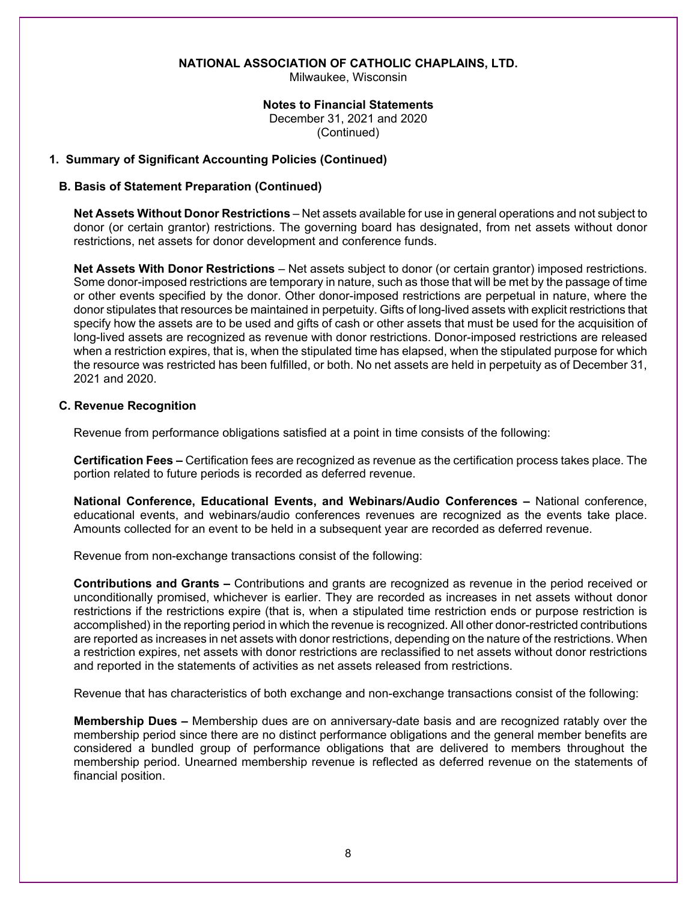# NATIONAL ASSOCIATION OF CATHOLIC CHAPLAINS, LTD.

Milwaukee, Wisconsin

## Notes to Financial Statements

December 31, 2021 and 2020

(Continued)

### 1. Summary of Significant Accounting Policies (Continued)

#### B. Basis of Statement Preparation (Continued)

**Net Assets Without Donor Restrictions** – Net assets available for use in general operations and not subject to donor (or certain grantor) restrictions. The governing board has designated, from net assets without donor restrictions, net assets for donor development and conference funds.

**Net Assets With Donor Restrictions** – Net assets subject to donor (or certain grantor) imposed restrictions. Some donor-imposed restrictions are temporary in nature, such as those that will be met by the passage of time or other events specified by the donor. Other donor-imposed restrictions are perpetual in nature, where the donor stipulates that resources be maintained in perpetuity. Gifts of long-lived assets with explicit restrictions that specify how the assets are to be used and gifts of cash or other assets that must be used for the acquisition of long-lived assets are recognized as revenue with donor restrictions. Donor-imposed restrictions are released when a restriction expires, that is, when the stipulated time has elapsed, when the stipulated purpose for which the resource was restricted has been fulfilled, or both. No net assets are held in perpetuity as of December 31, 2021 and 2020.

#### C. Revenue Recognition

Revenue from performance obligations satisfied at a point in time consists of the following:

**Certification Fees –** Certification fees are recognized as revenue as the certification process takes place. The portion related to future periods is recorded as deferred revenue.

**National Conference, Educational Events, and Webinars/Audio Conferences –** National conference, educational events, and webinars/audio conferences revenues are recognized as the events take place. Amounts collected for an event to be held in a subsequent year are recorded as deferred revenue.

Revenue from non-exchange transactions consist of the following:

**Contributions and Grants –** Contributions and grants are recognized as revenue in the period received or unconditionally promised, whichever is earlier. They are recorded as increases in net assets without donor restrictions if the restrictions expire (that is, when a stipulated time restriction ends or purpose restriction is accomplished) in the reporting period in which the revenue is recognized. All other donor-restricted contributions are reported as increases in net assets with donor restrictions, depending on the nature of the restrictions. When a restriction expires, net assets with donor restrictions are reclassified to net assets without donor restrictions and reported in the statements of activities as net assets released from restrictions.

Revenue that has characteristics of both exchange and non-exchange transactions consist of the following:

**Membership Dues –** Membership dues are on anniversary-date basis and are recognized ratably over the membership period since there are no distinct performance obligations and the general member benefits are considered a bundled group of performance obligations that are delivered to members throughout the membership period. Unearned membership revenue is reflected as deferred revenue on the statements of financial position.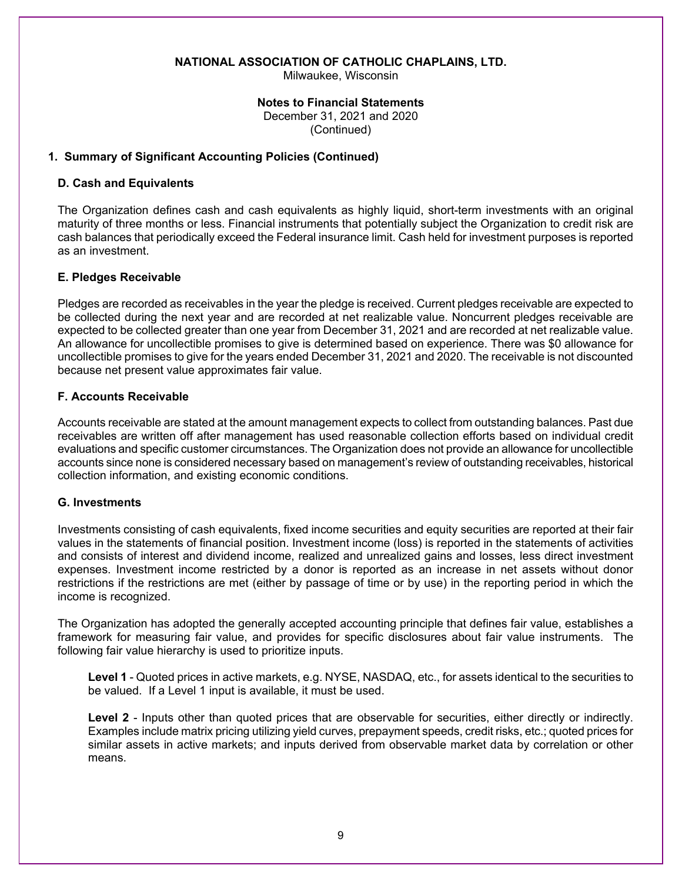NATIONAL ASSOCIATION OF CATHOLIC CHAPLAINS, LTD.
Milwaukee, Wisconsin

**Notes to Financial Statements**
December 31, 2021 and 2020
(Continued)

## 1. Summary of Significant Accounting Policies (Continued)

### D. Cash and Equivalents

The Organization defines cash and cash equivalents as highly liquid, short-term investments with an original maturity of three months or less. Financial instruments that potentially subject the Organization to credit risk are cash balances that periodically exceed the Federal insurance limit. Cash held for investment purposes is reported as an investment.

### E. Pledges Receivable

Pledges are recorded as receivables in the year the pledge is received. Current pledges receivable are expected to be collected during the next year and are recorded at net realizable value. Noncurrent pledges receivable are expected to be collected greater than one year from December 31, 2021 and are recorded at net realizable value. An allowance for uncollectible promises to give is determined based on experience. There was $0 allowance for uncollectible promises to give for the years ended December 31, 2021 and 2020. The receivable is not discounted because net present value approximates fair value.

### F. Accounts Receivable

Accounts receivable are stated at the amount management expects to collect from outstanding balances. Past due receivables are written off after management has used reasonable collection efforts based on individual credit evaluations and specific customer circumstances. The Organization does not provide an allowance for uncollectible accounts since none is considered necessary based on management's review of outstanding receivables, historical collection information, and existing economic conditions.

### G. Investments

Investments consisting of cash equivalents, fixed income securities and equity securities are reported at their fair values in the statements of financial position. Investment income (loss) is reported in the statements of activities and consists of interest and dividend income, realized and unrealized gains and losses, less direct investment expenses. Investment income restricted by a donor is reported as an increase in net assets without donor restrictions if the restrictions are met (either by passage of time or by use) in the reporting period in which the income is recognized.

The Organization has adopted the generally accepted accounting principle that defines fair value, establishes a framework for measuring fair value, and provides for specific disclosures about fair value instruments. The following fair value hierarchy is used to prioritize inputs.

**Level 1** - Quoted prices in active markets, e.g. NYSE, NASDAQ, etc., for assets identical to the securities to be valued. If a Level 1 input is available, it must be used.

**Level 2** - Inputs other than quoted prices that are observable for securities, either directly or indirectly. Examples include matrix pricing utilizing yield curves, prepayment speeds, credit risks, etc.; quoted prices for similar assets in active markets; and inputs derived from observable market data by correlation or other means.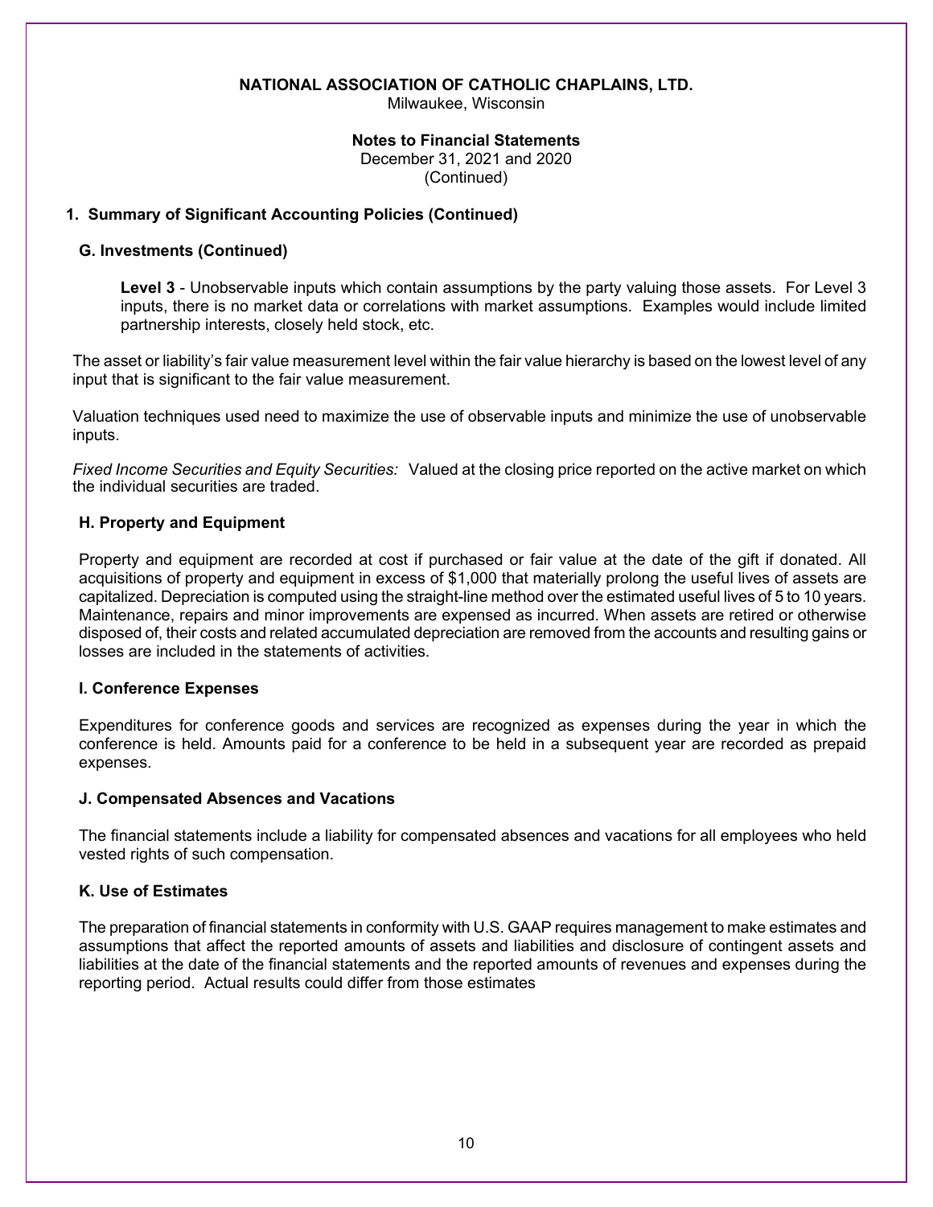**NATIONAL ASSOCIATION OF CATHOLIC CHAPLAINS, LTD.**
Milwaukee, Wisconsin

**Notes to Financial Statements**
December 31, 2021 and 2020
(Continued)

## 1. Summary of Significant Accounting Policies (Continued)

### G. Investments (Continued)

**Level 3** - Unobservable inputs which contain assumptions by the party valuing those assets. For Level 3 inputs, there is no market data or correlations with market assumptions. Examples would include limited partnership interests, closely held stock, etc.

The asset or liability's fair value measurement level within the fair value hierarchy is based on the lowest level of any input that is significant to the fair value measurement.

Valuation techniques used need to maximize the use of observable inputs and minimize the use of unobservable inputs.

*Fixed Income Securities and Equity Securities:* Valued at the closing price reported on the active market on which the individual securities are traded.

### H. Property and Equipment

Property and equipment are recorded at cost if purchased or fair value at the date of the gift if donated. All acquisitions of property and equipment in excess of $1,000 that materially prolong the useful lives of assets are capitalized. Depreciation is computed using the straight-line method over the estimated useful lives of 5 to 10 years. Maintenance, repairs and minor improvements are expensed as incurred. When assets are retired or otherwise disposed of, their costs and related accumulated depreciation are removed from the accounts and resulting gains or losses are included in the statements of activities.

### I. Conference Expenses

Expenditures for conference goods and services are recognized as expenses during the year in which the conference is held. Amounts paid for a conference to be held in a subsequent year are recorded as prepaid expenses.

### J. Compensated Absences and Vacations

The financial statements include a liability for compensated absences and vacations for all employees who held vested rights of such compensation.

### K. Use of Estimates

The preparation of financial statements in conformity with U.S. GAAP requires management to make estimates and assumptions that affect the reported amounts of assets and liabilities and disclosure of contingent assets and liabilities at the date of the financial statements and the reported amounts of revenues and expenses during the reporting period. Actual results could differ from those estimates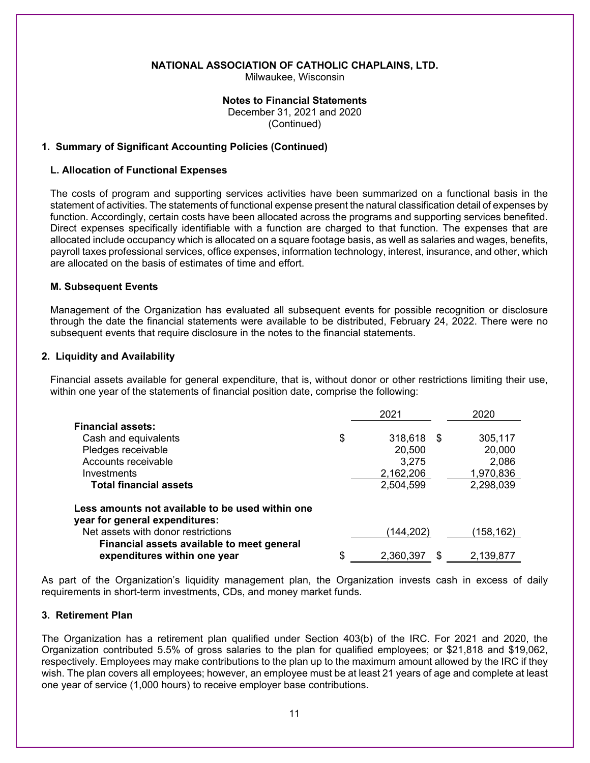**NATIONAL ASSOCIATION OF CATHOLIC CHAPLAINS, LTD.**
Milwaukee, Wisconsin

**Notes to Financial Statements**
December 31, 2021 and 2020
(Continued)

## 1. Summary of Significant Accounting Policies (Continued)

### L. Allocation of Functional Expenses

The costs of program and supporting services activities have been summarized on a functional basis in the statement of activities. The statements of functional expense present the natural classification detail of expenses by function. Accordingly, certain costs have been allocated across the programs and supporting services benefited. Direct expenses specifically identifiable with a function are charged to that function. The expenses that are allocated include occupancy which is allocated on a square footage basis, as well as salaries and wages, benefits, payroll taxes professional services, office expenses, information technology, interest, insurance, and other, which are allocated on the basis of estimates of time and effort.

### M. Subsequent Events

Management of the Organization has evaluated all subsequent events for possible recognition or disclosure through the date the financial statements were available to be distributed, February 24, 2022. There were no subsequent events that require disclosure in the notes to the financial statements.

## 2. Liquidity and Availability

Financial assets available for general expenditure, that is, without donor or other restrictions limiting their use, within one year of the statements of financial position date, comprise the following:

| | 2021 | 2020 |
|---|---|---|
| **Financial assets:** | | |
| Cash and equivalents | $ 318,618 | $ 305,117 |
| Pledges receivable | 20,500 | 20,000 |
| Accounts receivable | 3,275 | 2,086 |
| Investments | 2,162,206 | 1,970,836 |
| **Total financial assets** | 2,504,599 | 2,298,039 |
| **Less amounts not available to be used within one year for general expenditures:** | | |
| Net assets with donor restrictions | (144,202) | (158,162) |
| **Financial assets available to meet general expenditures within one year** | $ 2,360,397 | $ 2,139,877 |

As part of the Organization's liquidity management plan, the Organization invests cash in excess of daily requirements in short-term investments, CDs, and money market funds.

## 3. Retirement Plan

The Organization has a retirement plan qualified under Section 403(b) of the IRC. For 2021 and 2020, the Organization contributed 5.5% of gross salaries to the plan for qualified employees; or $21,818 and $19,062, respectively. Employees may make contributions to the plan up to the maximum amount allowed by the IRC if they wish. The plan covers all employees; however, an employee must be at least 21 years of age and complete at least one year of service (1,000 hours) to receive employer base contributions.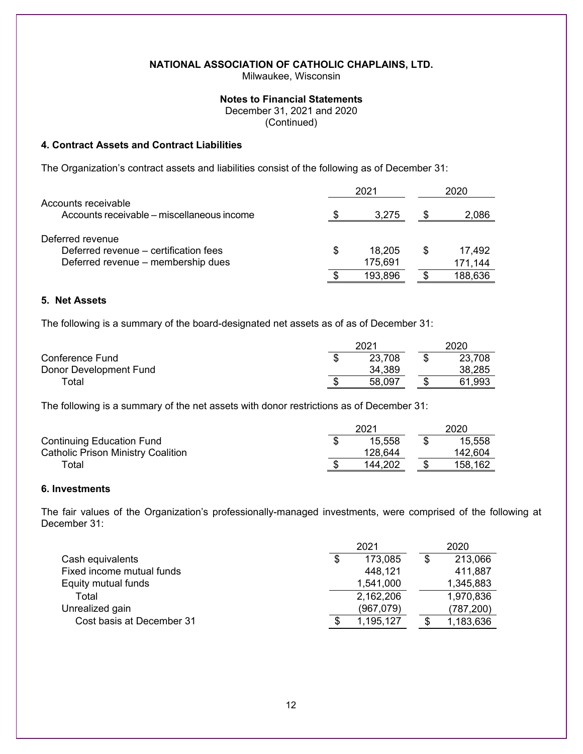**NATIONAL ASSOCIATION OF CATHOLIC CHAPLAINS, LTD.**
Milwaukee, Wisconsin

**Notes to Financial Statements**
December 31, 2021 and 2020
(Continued)

## 4. Contract Assets and Contract Liabilities

The Organization's contract assets and liabilities consist of the following as of December 31:

| | 2021 | 2020 |
|---|---|---|
| Accounts receivable | | |
| Accounts receivable – miscellaneous income | $ 3,275 | $ 2,086 |
| Deferred revenue | | |
| Deferred revenue – certification fees | $ 18,205 | $ 17,492 |
| Deferred revenue – membership dues | 175,691 | 171,144 |
| | $ 193,896 | $ 188,636 |

## 5. Net Assets

The following is a summary of the board-designated net assets as of as of December 31:

| | 2021 | 2020 |
|---|---|---|
| Conference Fund | $ 23,708 | $ 23,708 |
| Donor Development Fund | 34,389 | 38,285 |
| Total | $ 58,097 | $ 61,993 |

The following is a summary of the net assets with donor restrictions as of December 31:

| | 2021 | 2020 |
|---|---|---|
| Continuing Education Fund | $ 15,558 | $ 15,558 |
| Catholic Prison Ministry Coalition | 128,644 | 142,604 |
| Total | $ 144,202 | $ 158,162 |

## 6. Investments

The fair values of the Organization's professionally-managed investments, were comprised of the following at December 31:

| | 2021 | 2020 |
|---|---|---|
| Cash equivalents | $ 173,085 | $ 213,066 |
| Fixed income mutual funds | 448,121 | 411,887 |
| Equity mutual funds | 1,541,000 | 1,345,883 |
| Total | 2,162,206 | 1,970,836 |
| Unrealized gain | (967,079) | (787,200) |
| Cost basis at December 31 | $ 1,195,127 | $ 1,183,636 |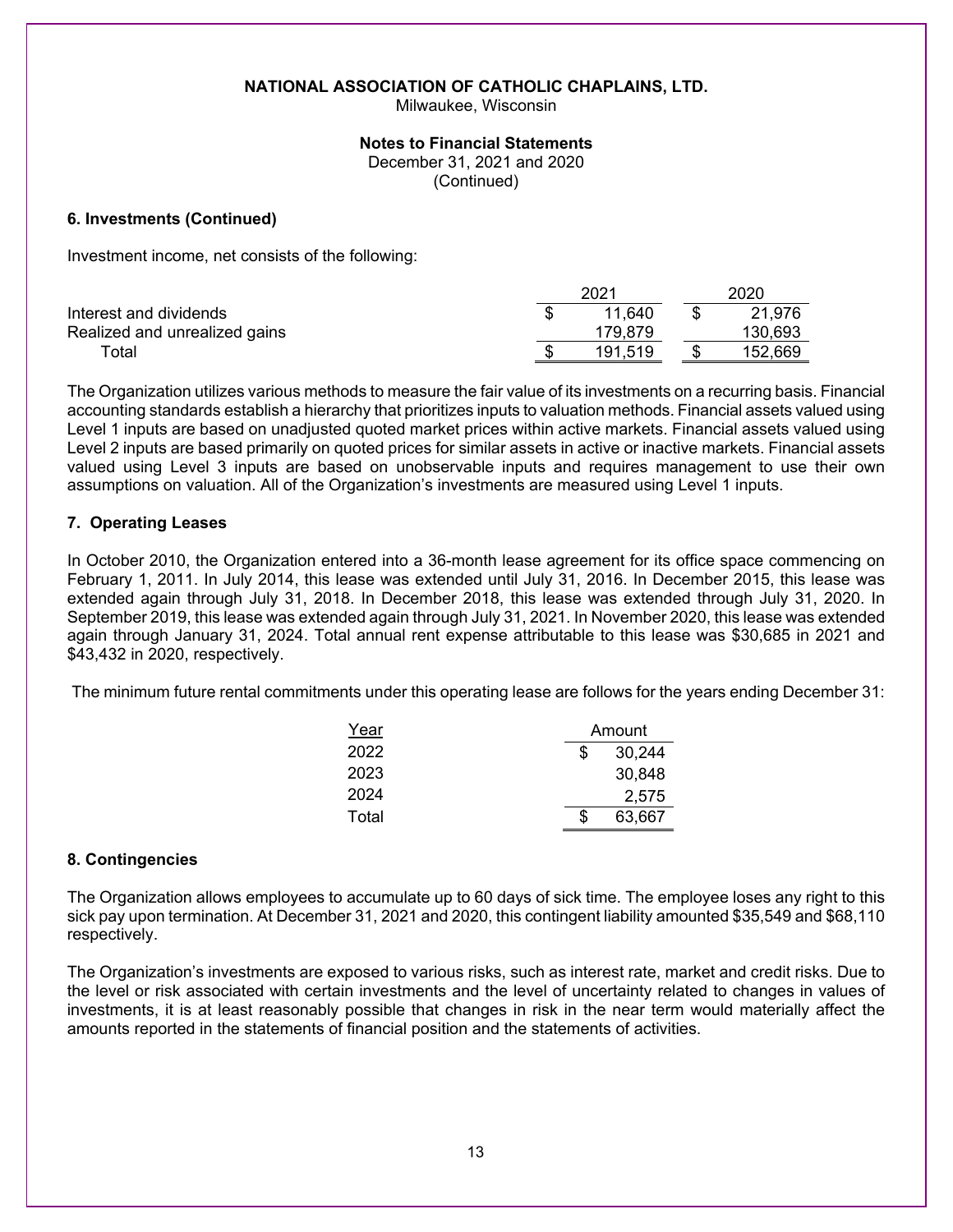**NATIONAL ASSOCIATION OF CATHOLIC CHAPLAINS, LTD.**
Milwaukee, Wisconsin

**Notes to Financial Statements**
December 31, 2021 and 2020
(Continued)

### 6. Investments (Continued)

Investment income, net consists of the following:

| | 2021 | 2020 |
|---|---|---|
| Interest and dividends | $ 11,640 | $ 21,976 |
| Realized and unrealized gains | 179,879 | 130,693 |
| Total | $ 191,519 | $ 152,669 |

The Organization utilizes various methods to measure the fair value of its investments on a recurring basis. Financial accounting standards establish a hierarchy that prioritizes inputs to valuation methods. Financial assets valued using Level 1 inputs are based on unadjusted quoted market prices within active markets. Financial assets valued using Level 2 inputs are based primarily on quoted prices for similar assets in active or inactive markets. Financial assets valued using Level 3 inputs are based on unobservable inputs and requires management to use their own assumptions on valuation. All of the Organization's investments are measured using Level 1 inputs.

### 7. Operating Leases

In October 2010, the Organization entered into a 36-month lease agreement for its office space commencing on February 1, 2011. In July 2014, this lease was extended until July 31, 2016. In December 2015, this lease was extended again through July 31, 2018. In December 2018, this lease was extended through July 31, 2020. In September 2019, this lease was extended again through July 31, 2021. In November 2020, this lease was extended again through January 31, 2024. Total annual rent expense attributable to this lease was $30,685 in 2021 and $43,432 in 2020, respectively.

The minimum future rental commitments under this operating lease are follows for the years ending December 31:

| Year | Amount |
|---|---|
| 2022 | $ 30,244 |
| 2023 | 30,848 |
| 2024 | 2,575 |
| Total | $ 63,667 |

### 8. Contingencies

The Organization allows employees to accumulate up to 60 days of sick time. The employee loses any right to this sick pay upon termination. At December 31, 2021 and 2020, this contingent liability amounted $35,549 and $68,110 respectively.

The Organization's investments are exposed to various risks, such as interest rate, market and credit risks. Due to the level or risk associated with certain investments and the level of uncertainty related to changes in values of investments, it is at least reasonably possible that changes in risk in the near term would materially affect the amounts reported in the statements of financial position and the statements of activities.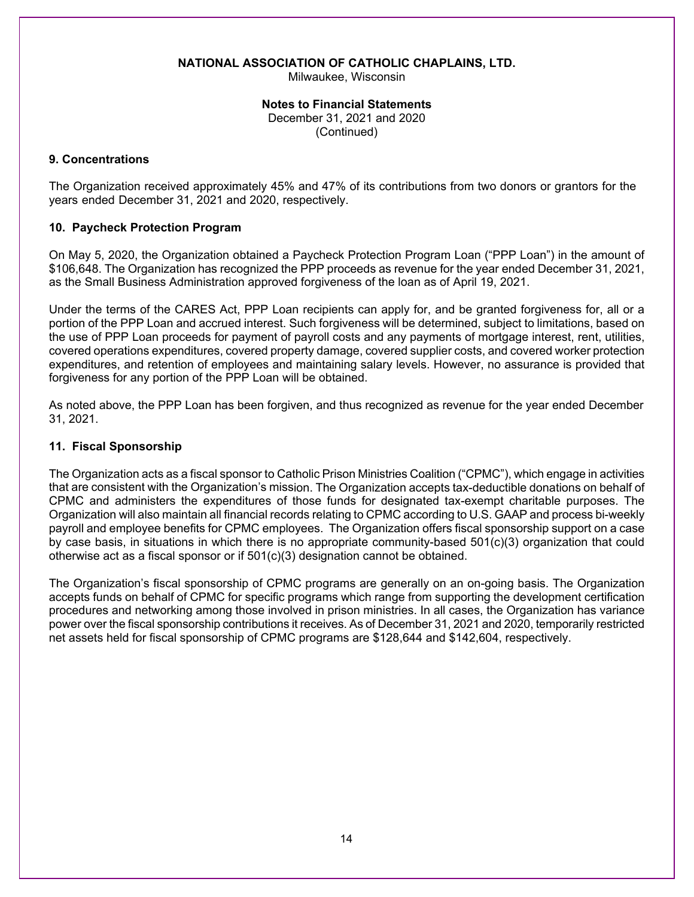**NATIONAL ASSOCIATION OF CATHOLIC CHAPLAINS, LTD.**
Milwaukee, Wisconsin

**Notes to Financial Statements**
December 31, 2021 and 2020
(Continued)

### 9. Concentrations

The Organization received approximately 45% and 47% of its contributions from two donors or grantors for the years ended December 31, 2021 and 2020, respectively.

### 10. Paycheck Protection Program

On May 5, 2020, the Organization obtained a Paycheck Protection Program Loan ("PPP Loan") in the amount of $106,648. The Organization has recognized the PPP proceeds as revenue for the year ended December 31, 2021, as the Small Business Administration approved forgiveness of the loan as of April 19, 2021.

Under the terms of the CARES Act, PPP Loan recipients can apply for, and be granted forgiveness for, all or a portion of the PPP Loan and accrued interest. Such forgiveness will be determined, subject to limitations, based on the use of PPP Loan proceeds for payment of payroll costs and any payments of mortgage interest, rent, utilities, covered operations expenditures, covered property damage, covered supplier costs, and covered worker protection expenditures, and retention of employees and maintaining salary levels. However, no assurance is provided that forgiveness for any portion of the PPP Loan will be obtained.

As noted above, the PPP Loan has been forgiven, and thus recognized as revenue for the year ended December 31, 2021.

### 11. Fiscal Sponsorship

The Organization acts as a fiscal sponsor to Catholic Prison Ministries Coalition ("CPMC"), which engage in activities that are consistent with the Organization's mission. The Organization accepts tax-deductible donations on behalf of CPMC and administers the expenditures of those funds for designated tax-exempt charitable purposes. The Organization will also maintain all financial records relating to CPMC according to U.S. GAAP and process bi-weekly payroll and employee benefits for CPMC employees. The Organization offers fiscal sponsorship support on a case by case basis, in situations in which there is no appropriate community-based 501(c)(3) organization that could otherwise act as a fiscal sponsor or if 501(c)(3) designation cannot be obtained.

The Organization's fiscal sponsorship of CPMC programs are generally on an on-going basis. The Organization accepts funds on behalf of CPMC for specific programs which range from supporting the development certification procedures and networking among those involved in prison ministries. In all cases, the Organization has variance power over the fiscal sponsorship contributions it receives. As of December 31, 2021 and 2020, temporarily restricted net assets held for fiscal sponsorship of CPMC programs are $128,644 and $142,604, respectively.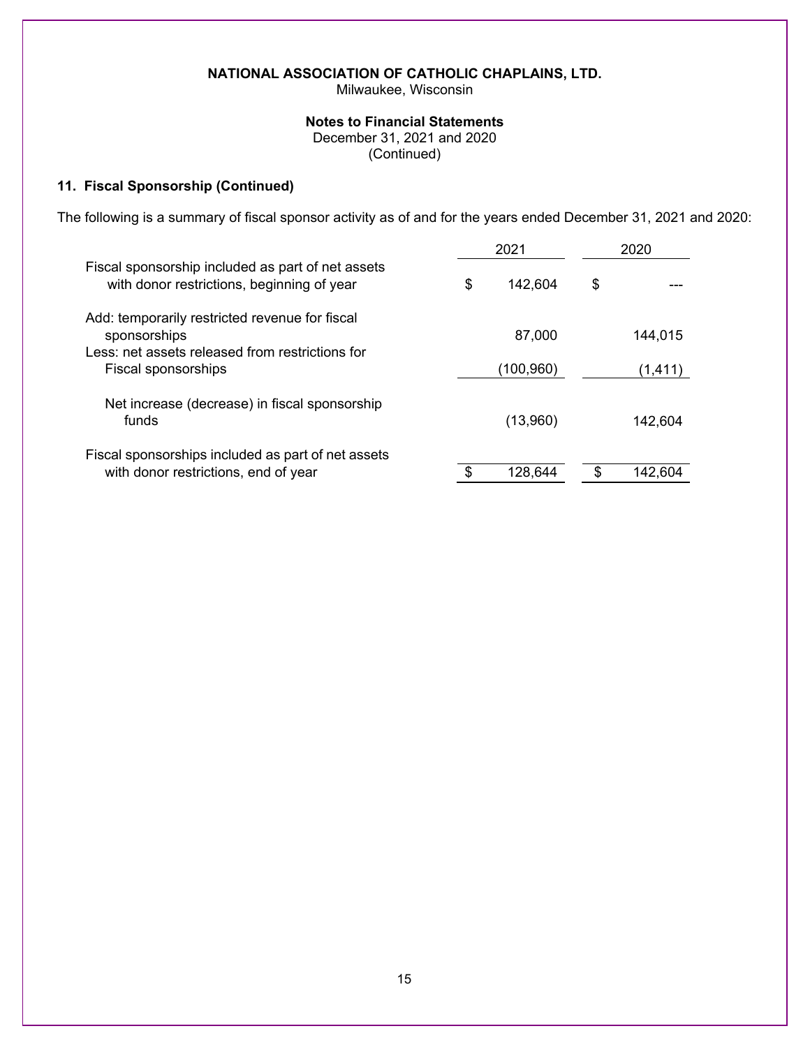**NATIONAL ASSOCIATION OF CATHOLIC CHAPLAINS, LTD.**
Milwaukee, Wisconsin

**Notes to Financial Statements**
December 31, 2021 and 2020
(Continued)

## 11. Fiscal Sponsorship (Continued)

The following is a summary of fiscal sponsor activity as of and for the years ended December 31, 2021 and 2020:

| | 2021 | 2020 |
|---|---|---|
| Fiscal sponsorship included as part of net assets with donor restrictions, beginning of year | $ 142,604 | $ --- |
| Add: temporarily restricted revenue for fiscal sponsorships | 87,000 | 144,015 |
| Less: net assets released from restrictions for Fiscal sponsorships | (100,960) | (1,411) |
| Net increase (decrease) in fiscal sponsorship funds | (13,960) | 142,604 |
| Fiscal sponsorships included as part of net assets with donor restrictions, end of year | $ 128,644 | $ 142,604 |